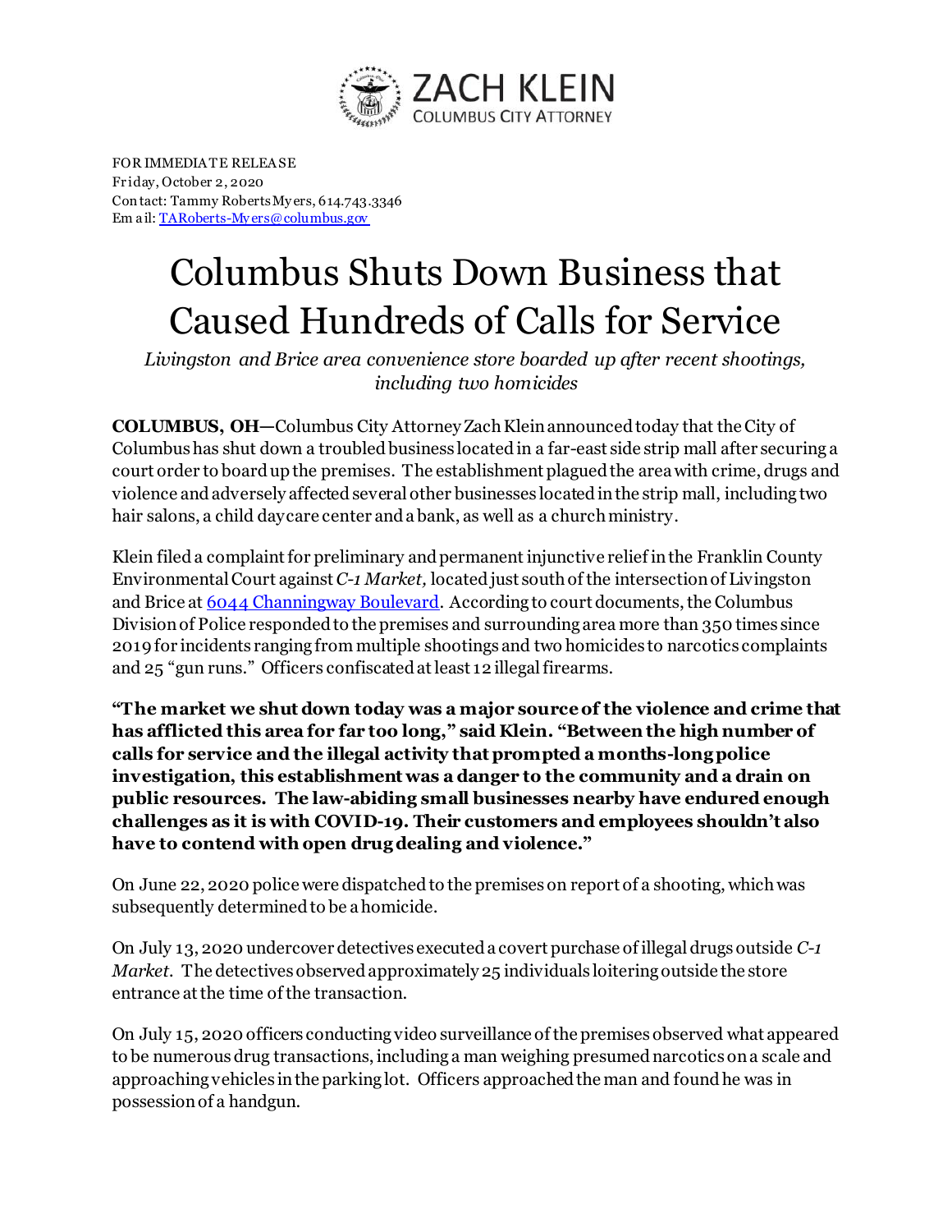ZACH KLEIN
COLUMBUS CITY ATTORNEY

FOR IMMEDIATE RELEASE
Friday, October 2, 2020
Contact: Tammy Roberts Myers, 614.743.3346
Email: [TARoberts-Myers@columbus.gov](mailto:TARoberts-Myers@columbus.gov)

# Columbus Shuts Down Business that Caused Hundreds of Calls for Service

*Livingston and Brice area convenience store boarded up after recent shootings, including two homicides*

**COLUMBUS, OH—**Columbus City Attorney Zach Klein announced today that the City of Columbus has shut down a troubled business located in a far-east side strip mall after securing a court order to board up the premises. The establishment plagued the area with crime, drugs and violence and adversely affected several other businesses located in the strip mall, including two hair salons, a child daycare center and a bank, as well as a church ministry.

Klein filed a complaint for preliminary and permanent injunctive relief in the Franklin County Environmental Court against *C-1 Market,* located just south of the intersection of Livingston and Brice at 6044 Channingway Boulevard. According to court documents, the Columbus Division of Police responded to the premises and surrounding area more than 350 times since 2019 for incidents ranging from multiple shootings and two homicides to narcotics complaints and 25 "gun runs." Officers confiscated at least 12 illegal firearms.

**"The market we shut down today was a major source of the violence and crime that has afflicted this area for far too long," said Klein. "Between the high number of calls for service and the illegal activity that prompted a months-long police investigation, this establishment was a danger to the community and a drain on public resources. The law-abiding small businesses nearby have endured enough challenges as it is with COVID-19. Their customers and employees shouldn't also have to contend with open drug dealing and violence."**

On June 22, 2020 police were dispatched to the premises on report of a shooting, which was subsequently determined to be a homicide.

On July 13, 2020 undercover detectives executed a covert purchase of illegal drugs outside *C-1 Market*. The detectives observed approximately 25 individuals loitering outside the store entrance at the time of the transaction.

On July 15, 2020 officers conducting video surveillance of the premises observed what appeared to be numerous drug transactions, including a man weighing presumed narcotics on a scale and approaching vehicles in the parking lot. Officers approached the man and found he was in possession of a handgun.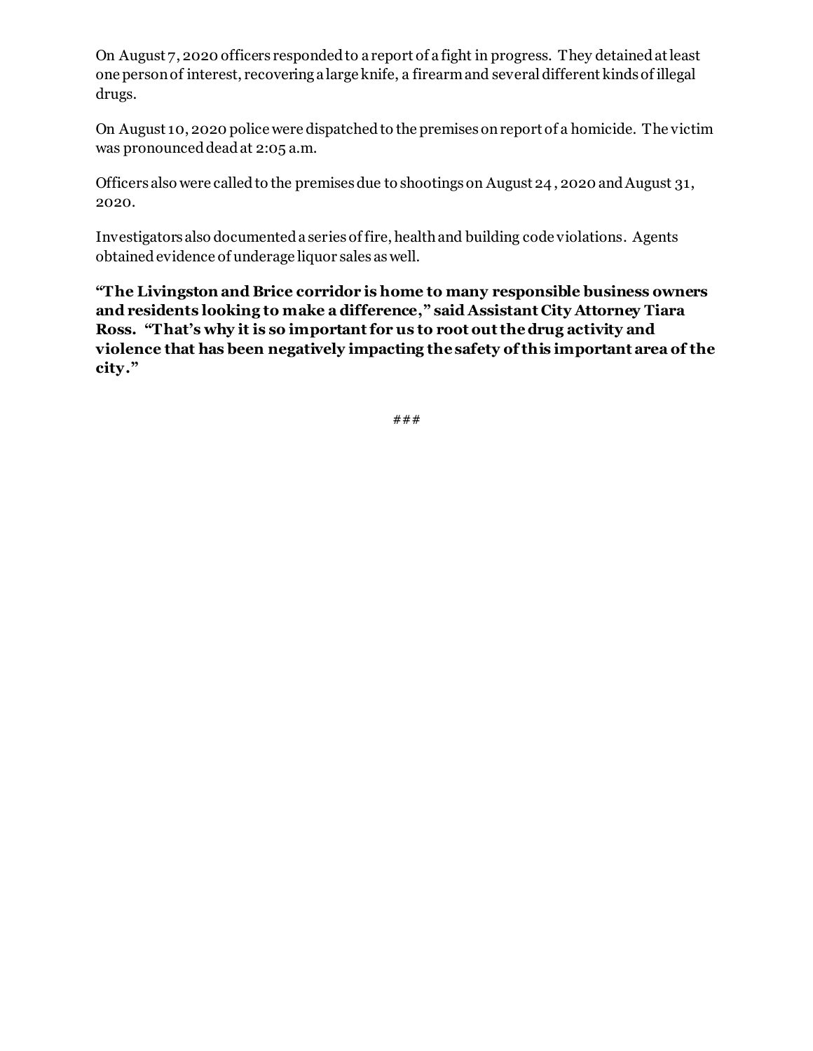On August 7, 2020 officers responded to a report of a fight in progress. They detained at least one person of interest, recovering a large knife, a firearm and several different kinds of illegal drugs.

On August 10, 2020 police were dispatched to the premises on report of a homicide. The victim was pronounced dead at 2:05 a.m.

Officers also were called to the premises due to shootings on August 24, 2020 and August 31, 2020.

Investigators also documented a series of fire, health and building code violations. Agents obtained evidence of underage liquor sales as well.

**"The Livingston and Brice corridor is home to many responsible business owners and residents looking to make a difference," said Assistant City Attorney Tiara Ross. "That's why it is so important for us to root out the drug activity and violence that has been negatively impacting the safety of this important area of the city."**

###